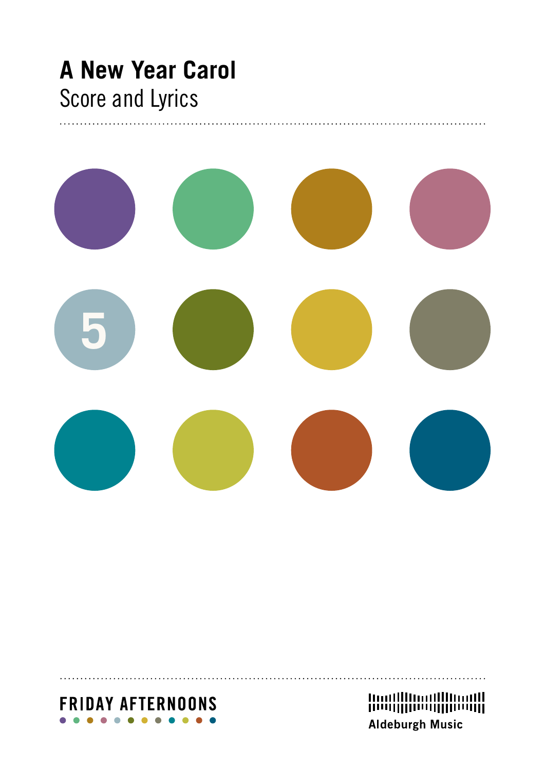# A New Year Carol

## Score and Lyrics

5

FRIDAY AFTERNOONS

Aldeburgh Music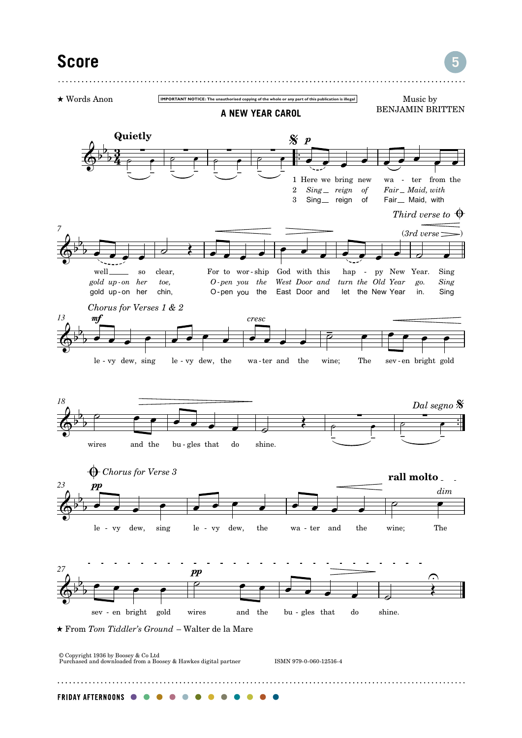## Score

★ Words Anon

**IMPORTANT NOTICE:** The unauthorised copying of the whole or any part of this publication is illegal

### A NEW YEAR CAROL

Music by
BENJAMIN BRITTEN

★ From *Tom Tiddler's Ground* – Walter de la Mare

© Copyright 1936 by Boosey & Co Ltd
Purchased and downloaded from a Boosey & Hawkes digital partner

ISMN 979-0-060-12516-4

FRIDAY AFTERNOONS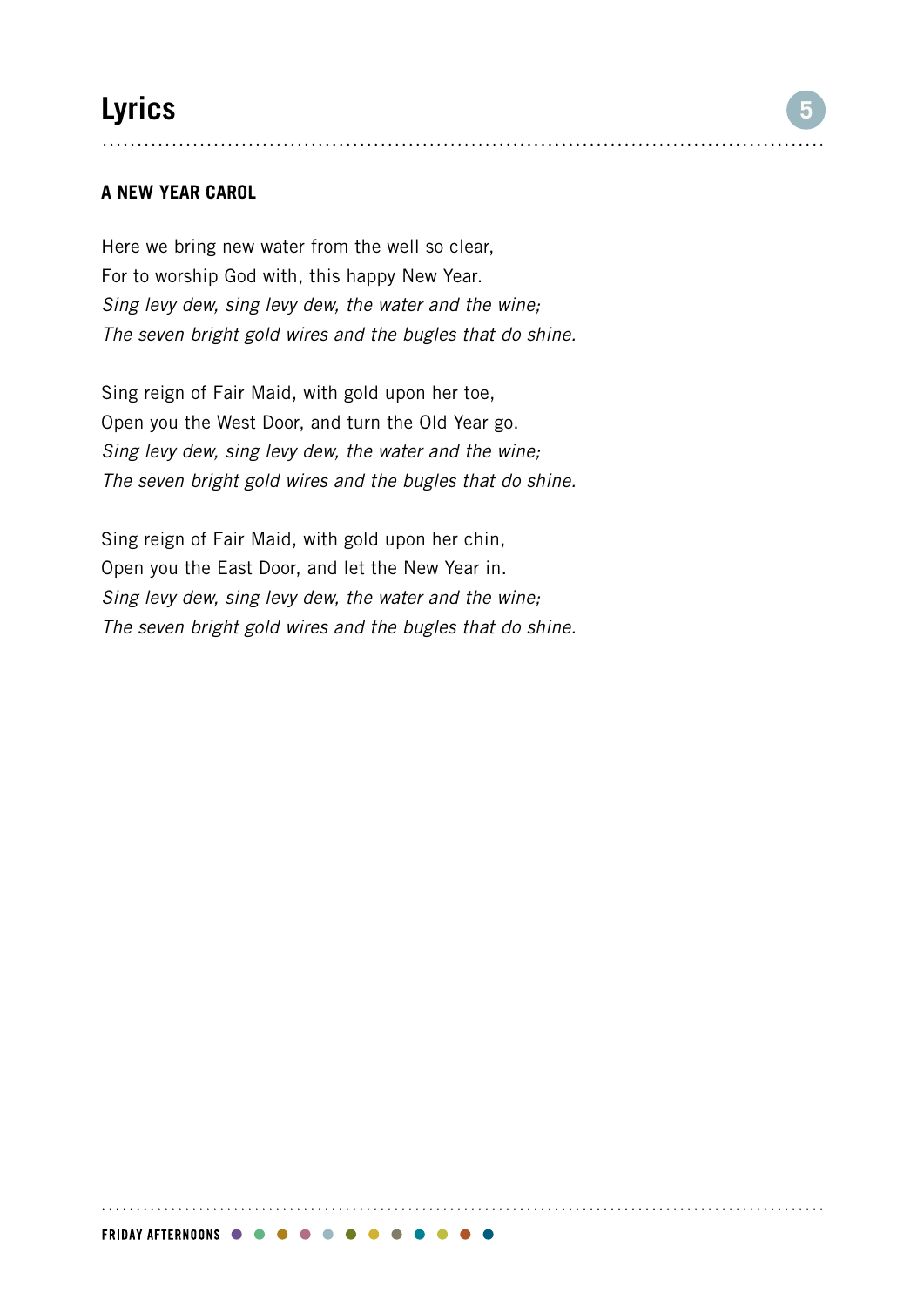# Lyrics

**A NEW YEAR CAROL**

Here we bring new water from the well so clear,
For to worship God with, this happy New Year.
*Sing levy dew, sing levy dew, the water and the wine;*
*The seven bright gold wires and the bugles that do shine.*

Sing reign of Fair Maid, with gold upon her toe,
Open you the West Door, and turn the Old Year go.
*Sing levy dew, sing levy dew, the water and the wine;*
*The seven bright gold wires and the bugles that do shine.*

Sing reign of Fair Maid, with gold upon her chin,
Open you the East Door, and let the New Year in.
*Sing levy dew, sing levy dew, the water and the wine;*
*The seven bright gold wires and the bugles that do shine.*